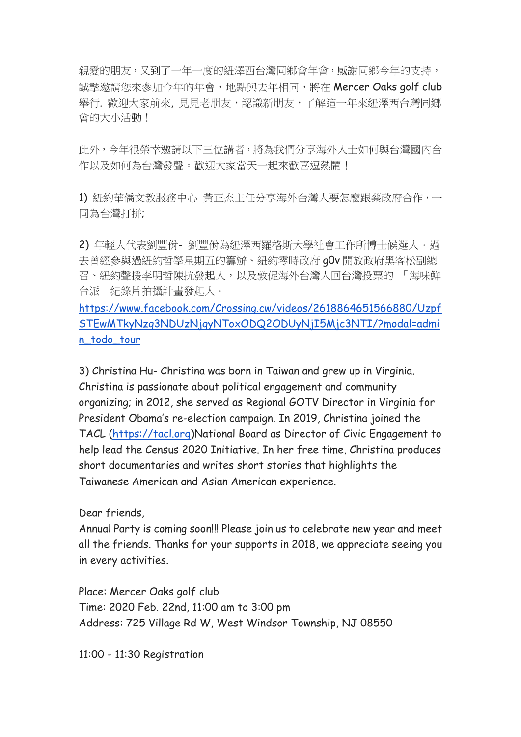親愛的朋友，又到了一年一度的紐澤西台灣同鄉會年會，感謝同鄉今年的支持，誠摯邀請您來參加今年的年會，地點與去年相同，將在 Mercer Oaks golf club 舉行. 歡迎大家前來, 見見老朋友，認識新朋友，了解這一年來紐澤西台灣同鄉會的大小活動！

此外，今年很榮幸邀請以下三位講者，將為我們分享海外人士如何與台灣國內合作以及如何為台灣發聲。歡迎大家當天一起來歡喜逗熱鬧！

1) 紐約華僑文教服務中心 黃正杰主任分享海外台灣人要怎麼跟蔡政府合作，一同為台灣打拼;

2) 年輕人代表劉豐佾- 劉豐佾為紐澤西羅格斯大學社會工作所博士候選人。過去曾經參與過紐約哲學星期五的籌辦、紐約零時政府 g0v 開放政府黑客松副總召、紐約聲援李明哲陳抗發起人，以及敦促海外台灣人回台灣投票的 「海味鮮台派」紀錄片拍攝計畫發起人。
https://www.facebook.com/Crossing.cw/videos/2618864651566880/UzpfSTEwMTkyNzg3NDUzNjgyNToxODQ2ODUyNjI5Mjc3NTI/?modal=admin_todo_tour

3) Christina Hu- Christina was born in Taiwan and grew up in Virginia. Christina is passionate about political engagement and community organizing; in 2012, she served as Regional GOTV Director in Virginia for President Obama's re-election campaign. In 2019, Christina joined the TACL (https://tacl.org)National Board as Director of Civic Engagement to help lead the Census 2020 Initiative. In her free time, Christina produces short documentaries and writes short stories that highlight the Taiwanese American and Asian American experience.

Dear friends,
Annual Party is coming soon!!! Please join us to celebrate new year and meet all the friends. Thanks for your supports in 2018, we appreciate seeing you in every activities.

Place: Mercer Oaks golf club
Time: 2020 Feb. 22nd, 11:00 am to 3:00 pm
Address: 725 Village Rd W, West Windsor Township, NJ 08550

11:00 - 11:30 Registration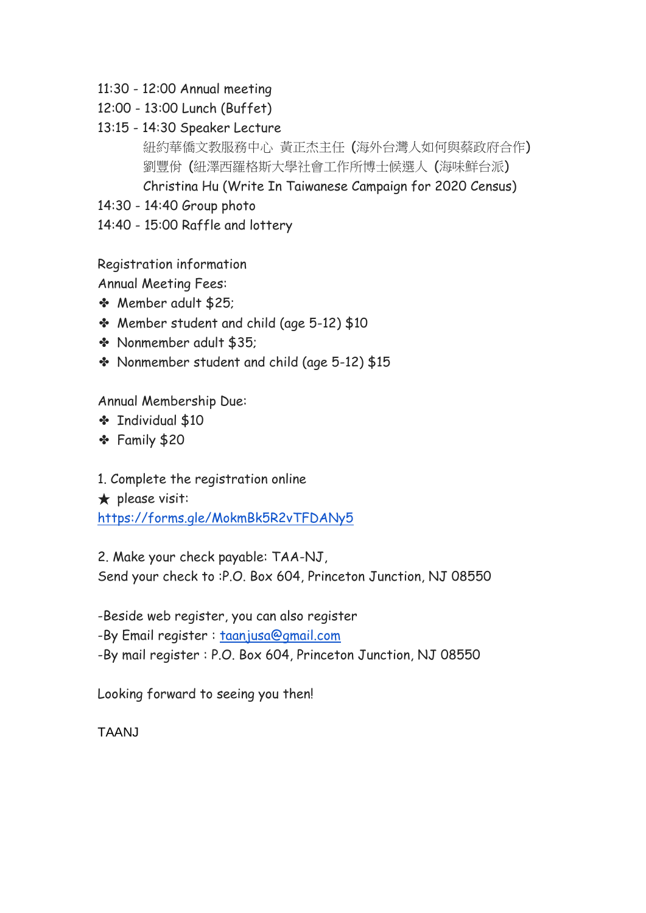11:30 - 12:00 Annual meeting
12:00 - 13:00 Lunch (Buffet)
13:15 - 14:30 Speaker Lecture

紐約華僑文教服務中心 黃正杰主任（海外台灣人如何與蔡政府合作）
劉豐佾（紐澤西羅格斯大學社會工作所博士候選人（海味鮮台派）
Christina Hu (Write In Taiwanese Campaign for 2020 Census)

14:30 - 14:40 Group photo
14:40 - 15:00 Raffle and lottery

Registration information
Annual Meeting Fees:

- ✤ Member adult $25;
- ✤ Member student and child (age 5-12) $10
- ✤ Nonmember adult $35;
- ✤ Nonmember student and child (age 5-12) $15

Annual Membership Due:

- ✤ Individual $10
- ✤ Family $20

1. Complete the registration online
★ please visit:
https://forms.gle/MokmBk5R2vTFDANy5

2. Make your check payable: TAA-NJ,
Send your check to :P.O. Box 604, Princeton Junction, NJ 08550

-Beside web register, you can also register
-By Email register : taanjusa@gmail.com
-By mail register : P.O. Box 604, Princeton Junction, NJ 08550

Looking forward to seeing you then!

TAANJ